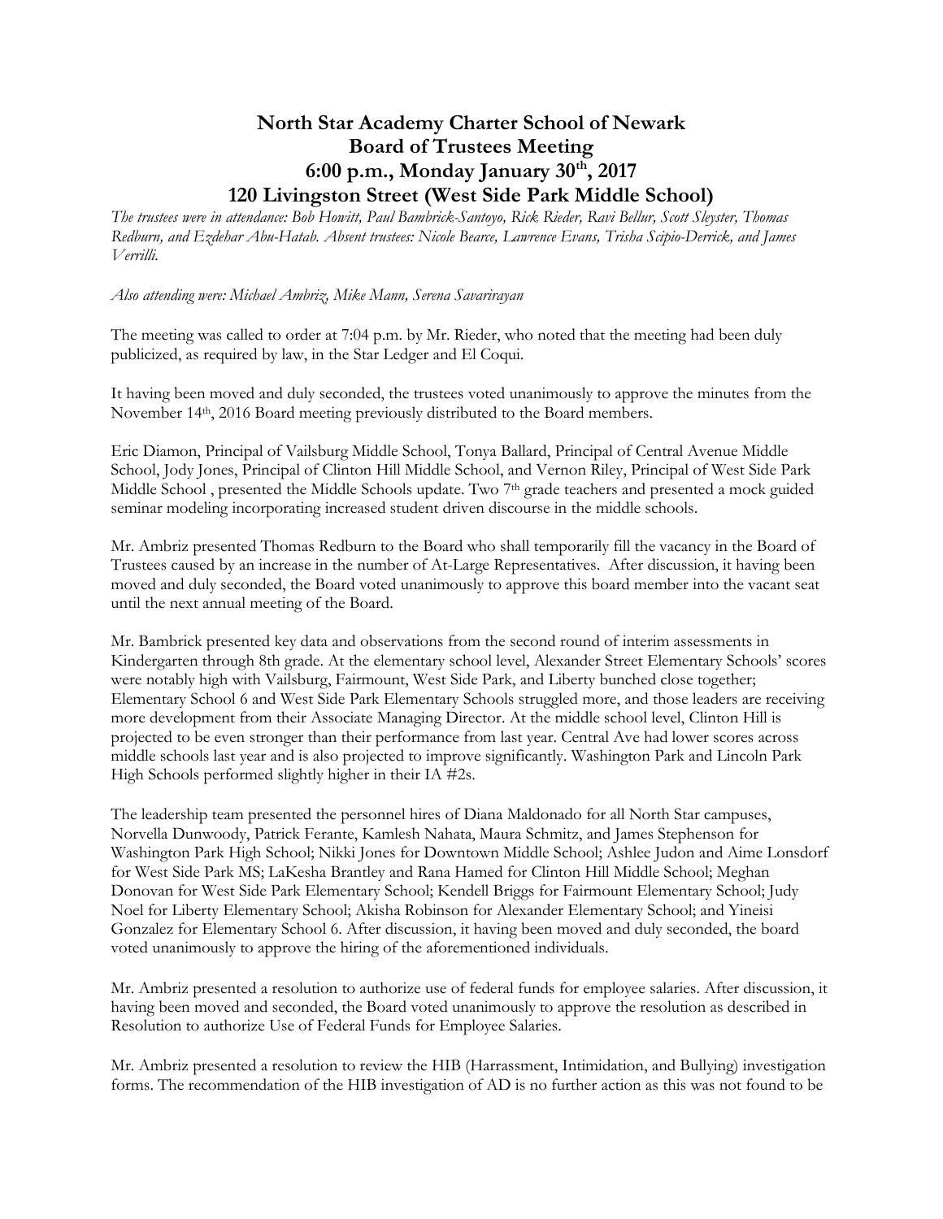# North Star Academy Charter School of Newark
## Board of Trustees Meeting
## 6:00 p.m., Monday January 30th, 2017
## 120 Livingston Street (West Side Park Middle School)

*The trustees were in attendance: Bob Howitt, Paul Bambrick-Santoyo, Rick Rieder, Ravi Bellur, Scott Sleyster, Thomas Redburn, and Ezdehar Abu-Hatab. Absent trustees: Nicole Bearce, Lawrence Evans, Trisha Scipio-Derrick, and James Verrilli.*

*Also attending were: Michael Ambriz, Mike Mann, Serena Savarirayan*

The meeting was called to order at 7:04 p.m. by Mr. Rieder, who noted that the meeting had been duly publicized, as required by law, in the Star Ledger and El Coqui.

It having been moved and duly seconded, the trustees voted unanimously to approve the minutes from the November 14th, 2016 Board meeting previously distributed to the Board members.

Eric Diamon, Principal of Vailsburg Middle School, Tonya Ballard, Principal of Central Avenue Middle School, Jody Jones, Principal of Clinton Hill Middle School, and Vernon Riley, Principal of West Side Park Middle School , presented the Middle Schools update. Two 7th grade teachers and presented a mock guided seminar modeling incorporating increased student driven discourse in the middle schools.

Mr. Ambriz presented Thomas Redburn to the Board who shall temporarily fill the vacancy in the Board of Trustees caused by an increase in the number of At-Large Representatives. After discussion, it having been moved and duly seconded, the Board voted unanimously to approve this board member into the vacant seat until the next annual meeting of the Board.

Mr. Bambrick presented key data and observations from the second round of interim assessments in Kindergarten through 8th grade. At the elementary school level, Alexander Street Elementary Schools' scores were notably high with Vailsburg, Fairmount, West Side Park, and Liberty bunched close together; Elementary School 6 and West Side Park Elementary Schools struggled more, and those leaders are receiving more development from their Associate Managing Director. At the middle school level, Clinton Hill is projected to be even stronger than their performance from last year. Central Ave had lower scores across middle schools last year and is also projected to improve significantly. Washington Park and Lincoln Park High Schools performed slightly higher in their IA #2s.

The leadership team presented the personnel hires of Diana Maldonado for all North Star campuses, Norvella Dunwoody, Patrick Ferante, Kamlesh Nahata, Maura Schmitz, and James Stephenson for Washington Park High School; Nikki Jones for Downtown Middle School; Ashlee Judon and Aime Lonsdorf for West Side Park MS; LaKesha Brantley and Rana Hamed for Clinton Hill Middle School; Meghan Donovan for West Side Park Elementary School; Kendell Briggs for Fairmount Elementary School; Judy Noel for Liberty Elementary School; Akisha Robinson for Alexander Elementary School; and Yineisi Gonzalez for Elementary School 6. After discussion, it having been moved and duly seconded, the board voted unanimously to approve the hiring of the aforementioned individuals.

Mr. Ambriz presented a resolution to authorize use of federal funds for employee salaries. After discussion, it having been moved and seconded, the Board voted unanimously to approve the resolution as described in Resolution to authorize Use of Federal Funds for Employee Salaries.

Mr. Ambriz presented a resolution to review the HIB (Harrassment, Intimidation, and Bullying) investigation forms. The recommendation of the HIB investigation of AD is no further action as this was not found to be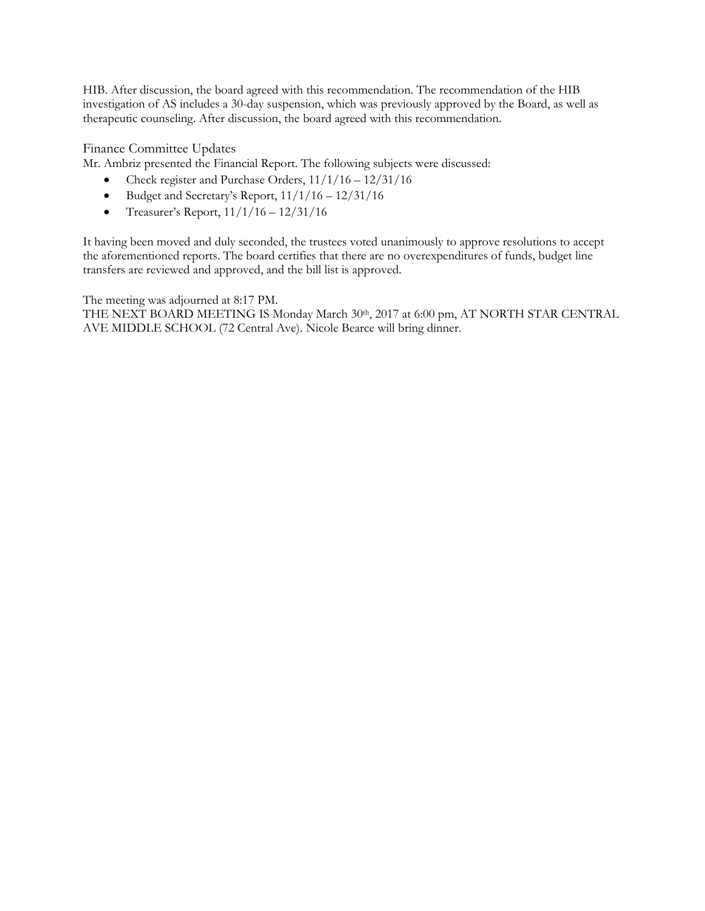HIB. After discussion, the board agreed with this recommendation. The recommendation of the HIB investigation of AS includes a 30-day suspension, which was previously approved by the Board, as well as therapeutic counseling. After discussion, the board agreed with this recommendation.

## Finance Committee Updates

Mr. Ambriz presented the Financial Report. The following subjects were discussed:

- Check register and Purchase Orders, 11/1/16 – 12/31/16
- Budget and Secretary's Report, 11/1/16 – 12/31/16
- Treasurer's Report, 11/1/16 – 12/31/16

It having been moved and duly seconded, the trustees voted unanimously to approve resolutions to accept the aforementioned reports. The board certifies that there are no overexpenditures of funds, budget line transfers are reviewed and approved, and the bill list is approved.

The meeting was adjourned at 8:17 PM.

THE NEXT BOARD MEETING IS Monday March 30th, 2017 at 6:00 pm, AT NORTH STAR CENTRAL AVE MIDDLE SCHOOL (72 Central Ave). Nicole Bearce will bring dinner.